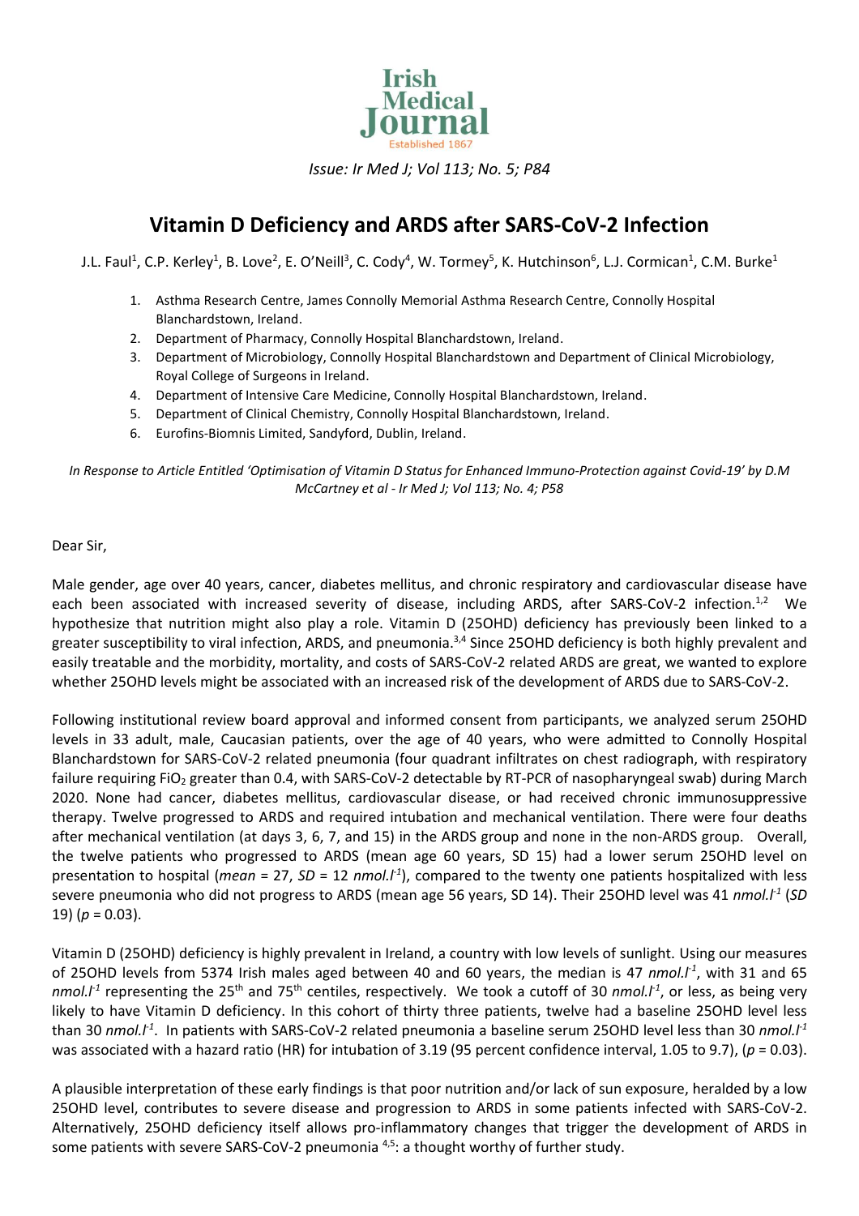# Vitamin D Deficiency and ARDS after SARS-CoV-2 Infection

J.L. Faul[1], C.P. Kerley[1], B. Love[2], E. O'Neill[3], C. Cody[4], W. Tormey[5], K. Hutchinson[6], L.J. Cormican[1], C.M. Burke[1]

1. Asthma Research Centre, James Connolly Memorial Asthma Research Centre, Connolly Hospital Blanchardstown, Ireland.
2. Department of Pharmacy, Connolly Hospital Blanchardstown, Ireland.
3. Department of Microbiology, Connolly Hospital Blanchardstown and Department of Clinical Microbiology, Royal College of Surgeons in Ireland.
4. Department of Intensive Care Medicine, Connolly Hospital Blanchardstown, Ireland.
5. Department of Clinical Chemistry, Connolly Hospital Blanchardstown, Ireland.
6. Eurofins-Biomnis Limited, Sandyford, Dublin, Ireland.

*In Response to Article Entitled 'Optimisation of Vitamin D Status for Enhanced Immuno-Protection against Covid-19' by D.M McCartney et al - Ir Med J; Vol 113; No. 4; P58*

Dear Sir,

Male gender, age over 40 years, cancer, diabetes mellitus, and chronic respiratory and cardiovascular disease have each been associated with increased severity of disease, including ARDS, after SARS-CoV-2 infection.[1,2] We hypothesize that nutrition might also play a role. Vitamin D (25OHD) deficiency has previously been linked to a greater susceptibility to viral infection, ARDS, and pneumonia.[3,4] Since 25OHD deficiency is both highly prevalent and easily treatable and the morbidity, mortality, and costs of SARS-CoV-2 related ARDS are great, we wanted to explore whether 25OHD levels might be associated with an increased risk of the development of ARDS due to SARS-CoV-2.

Following institutional review board approval and informed consent from participants, we analyzed serum 25OHD levels in 33 adult, male, Caucasian patients, over the age of 40 years, who were admitted to Connolly Hospital Blanchardstown for SARS-CoV-2 related pneumonia (four quadrant infiltrates on chest radiograph, with respiratory failure requiring $FiO_2$ greater than 0.4, with SARS-CoV-2 detectable by RT-PCR of nasopharyngeal swab) during March 2020. None had cancer, diabetes mellitus, cardiovascular disease, or had received chronic immunosuppressive therapy. Twelve progressed to ARDS and required intubation and mechanical ventilation. There were four deaths after mechanical ventilation (at days 3, 6, 7, and 15) in the ARDS group and none in the non-ARDS group. Overall, the twelve patients who progressed to ARDS (mean age 60 years, SD 15) had a lower serum 25OHD level on presentation to hospital (*mean* = 27, *SD* = 12 *nmol.l*$^{-1}$), compared to the twenty one patients hospitalized with less severe pneumonia who did not progress to ARDS (mean age 56 years, SD 14). Their 25OHD level was 41 *nmol.l*$^{-1}$ (*SD* 19) ($p = 0.03$).

Vitamin D (25OHD) deficiency is highly prevalent in Ireland, a country with low levels of sunlight. Using our measures of 25OHD levels from 5374 Irish males aged between 40 and 60 years, the median is 47 *nmol.l*$^{-1}$, with 31 and 65 *nmol.l*$^{-1}$ representing the 25$^{th}$ and 75$^{th}$ centiles, respectively. We took a cutoff of 30 *nmol.l*$^{-1}$, or less, as being very likely to have Vitamin D deficiency. In this cohort of thirty three patients, twelve had a baseline 25OHD level less than 30 *nmol.l*$^{-1}$. In patients with SARS-CoV-2 related pneumonia a baseline serum 25OHD level less than 30 *nmol.l*$^{-1}$ was associated with a hazard ratio (HR) for intubation of 3.19 (95 percent confidence interval, 1.05 to 9.7), ($p = 0.03$).

A plausible interpretation of these early findings is that poor nutrition and/or lack of sun exposure, heralded by a low 25OHD level, contributes to severe disease and progression to ARDS in some patients infected with SARS-CoV-2. Alternatively, 25OHD deficiency itself allows pro-inflammatory changes that trigger the development of ARDS in some patients with severe SARS-CoV-2 pneumonia [4,5]: a thought worthy of further study.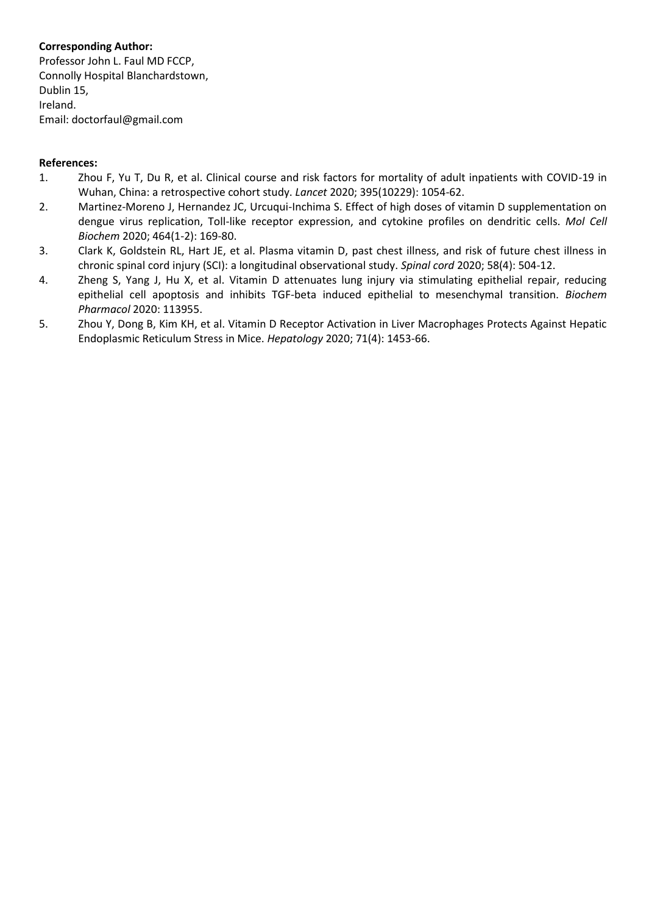**Corresponding Author:**
Professor John L. Faul MD FCCP,
Connolly Hospital Blanchardstown,
Dublin 15,
Ireland.
Email: doctorfaul@gmail.com

**References:**

1. Zhou F, Yu T, Du R, et al. Clinical course and risk factors for mortality of adult inpatients with COVID-19 in Wuhan, China: a retrospective cohort study. *Lancet* 2020; 395(10229): 1054-62.
2. Martinez-Moreno J, Hernandez JC, Urcuqui-Inchima S. Effect of high doses of vitamin D supplementation on dengue virus replication, Toll-like receptor expression, and cytokine profiles on dendritic cells. *Mol Cell Biochem* 2020; 464(1-2): 169-80.
3. Clark K, Goldstein RL, Hart JE, et al. Plasma vitamin D, past chest illness, and risk of future chest illness in chronic spinal cord injury (SCI): a longitudinal observational study. *Spinal cord* 2020; 58(4): 504-12.
4. Zheng S, Yang J, Hu X, et al. Vitamin D attenuates lung injury via stimulating epithelial repair, reducing epithelial cell apoptosis and inhibits TGF-beta induced epithelial to mesenchymal transition. *Biochem Pharmacol* 2020: 113955.
5. Zhou Y, Dong B, Kim KH, et al. Vitamin D Receptor Activation in Liver Macrophages Protects Against Hepatic Endoplasmic Reticulum Stress in Mice. *Hepatology* 2020; 71(4): 1453-66.